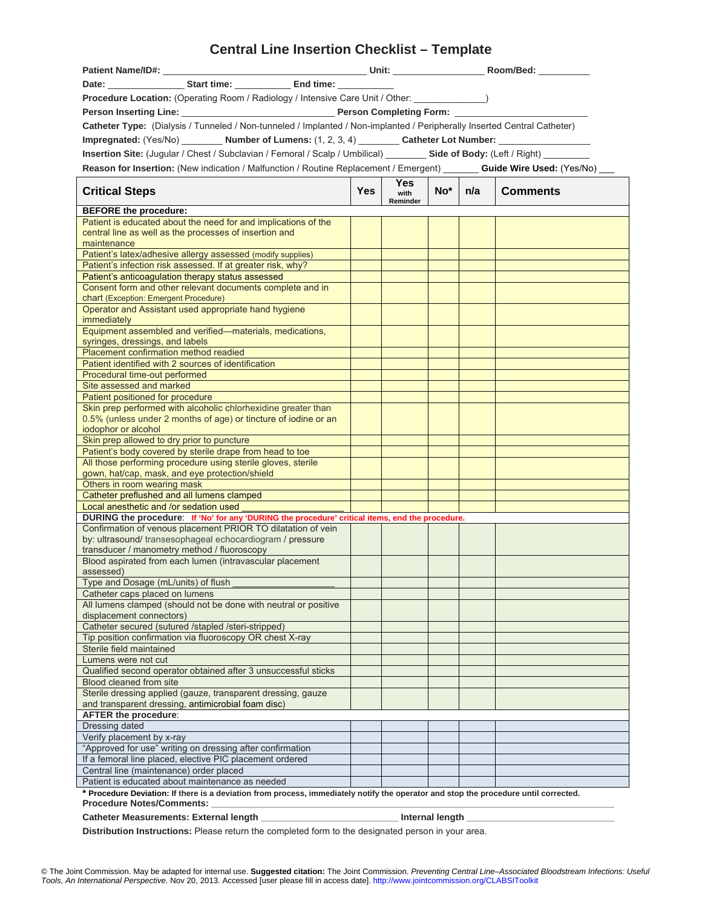# Central Line Insertion Checklist – Template

**Patient Name/ID#:** ______________________________ **Unit:** ______________ **Room/Bed:** __________

**Date:** ______________ **Start time:** __________ **End time:** __________

**Procedure Location:** (Operating Room / Radiology / Intensive Care Unit / Other: _____________)

**Person Inserting Line:** ___________________________ **Person Completing Form:** _______________________

**Catheter Type:** (Dialysis / Tunneled / Non-tunneled / Implanted / Non-implanted / Peripherally Inserted Central Catheter)

**Impregnated:** (Yes/No) ________ **Number of Lumens:** (1, 2, 3, 4) ________ **Catheter Lot Number:** _________________

**Insertion Site:** (Jugular / Chest / Subclavian / Femoral / Scalp / Umbilical) ________ **Side of Body:** (Left / Right) _________

**Reason for Insertion:** (New indication / Malfunction / Routine Replacement / Emergent) _______ **Guide Wire Used:** (Yes/No) ___

| Critical Steps | Yes | Yes with Reminder | No* | n/a | Comments |
|---|---|---|---|---|---|
| **BEFORE the procedure:** | | | | | |
| Patient is educated about the need for and implications of the central line as well as the processes of insertion and maintenance | | | | | |
| Patient's latex/adhesive allergy assessed (modify supplies) | | | | | |
| Patient's infection risk assessed. If at greater risk, why? | | | | | |
| Patient's anticoagulation therapy status assessed | | | | | |
| Consent form and other relevant documents complete and in chart (Exception: Emergent Procedure) | | | | | |
| Operator and Assistant used appropriate hand hygiene immediately | | | | | |
| Equipment assembled and verified—materials, medications, syringes, dressings, and labels | | | | | |
| Placement confirmation method readied | | | | | |
| Patient identified with 2 sources of identification | | | | | |
| Procedural time-out performed | | | | | |
| Site assessed and marked | | | | | |
| Patient positioned for procedure | | | | | |
| Skin prep performed with alcoholic chlorhexidine greater than 0.5% (unless under 2 months of age) or tincture of iodine or an iodophor or alcohol | | | | | |
| Skin prep allowed to dry prior to puncture | | | | | |
| Patient's body covered by sterile drape from head to toe | | | | | |
| All those performing procedure using sterile gloves, sterile gown, hat/cap, mask, and eye protection/shield | | | | | |
| Others in room wearing mask | | | | | |
| Catheter preflushed and all lumens clamped | | | | | |
| Local anesthetic and /or sedation used ________________ | | | | | |
| **DURING the procedure**: **If 'No' for any 'DURING the procedure' critical items, end the procedure.** | | | | | |
| Confirmation of venous placement PRIOR TO dilatation of vein by: ultrasound/ transesophageal echocardiogram / pressure transducer / manometry method / fluoroscopy | | | | | |
| Blood aspirated from each lumen (intravascular placement assessed) | | | | | |
| Type and Dosage (mL/units) of flush ________________ | | | | | |
| Catheter caps placed on lumens | | | | | |
| All lumens clamped (should not be done with neutral or positive displacement connectors) | | | | | |
| Catheter secured (sutured /stapled /steri-stripped) | | | | | |
| Tip position confirmation via fluoroscopy OR chest X-ray | | | | | |
| Sterile field maintained | | | | | |
| Lumens were not cut | | | | | |
| Qualified second operator obtained after 3 unsuccessful sticks | | | | | |
| Blood cleaned from site | | | | | |
| Sterile dressing applied (gauze, transparent dressing, gauze and transparent dressing, antimicrobial foam disc) | | | | | |
| **AFTER the procedure**: | | | | | |
| Dressing dated | | | | | |
| Verify placement by x-ray | | | | | |
| "Approved for use" writing on dressing after confirmation | | | | | |
| If a femoral line placed, elective PIC placement ordered | | | | | |
| Central line (maintenance) order placed | | | | | |
| Patient is educated about maintenance as needed | | | | | |

**\* Procedure Deviation: If there is a deviation from process, immediately notify the operator and stop the procedure until corrected.**

**Procedure Notes/Comments:** ______________________________________________________________

**Catheter Measurements: External length** ___________________________ **Internal length** ___________________________

**Distribution Instructions:** Please return the completed form to the designated person in your area.

© The Joint Commission. May be adapted for internal use. **Suggested citation:** The Joint Commission. *Preventing Central Line–Associated Bloodstream Infections: Useful Tools, An International Perspective*. Nov 20, 2013. Accessed [user please fill in access date]. http://www.jointcommission.org/CLABSIToolkit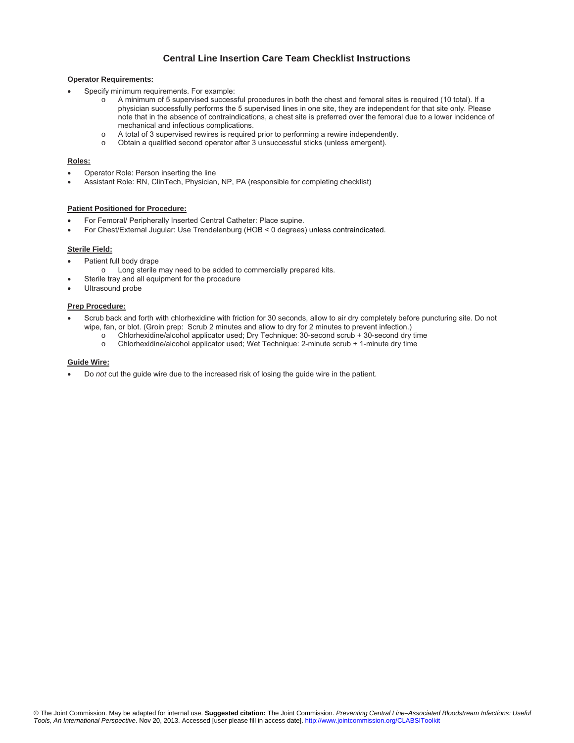## Central Line Insertion Care Team Checklist Instructions

**Operator Requirements:**

- Specify minimum requirements. For example:
  - A minimum of 5 supervised successful procedures in both the chest and femoral sites is required (10 total). If a physician successfully performs the 5 supervised lines in one site, they are independent for that site only. Please note that in the absence of contraindications, a chest site is preferred over the femoral due to a lower incidence of mechanical and infectious complications.
  - A total of 3 supervised rewires is required prior to performing a rewire independently.
  - Obtain a qualified second operator after 3 unsuccessful sticks (unless emergent).

**Roles:**

- Operator Role: Person inserting the line
- Assistant Role: RN, ClinTech, Physician, NP, PA (responsible for completing checklist)

**Patient Positioned for Procedure:**

- For Femoral/ Peripherally Inserted Central Catheter: Place supine.
- For Chest/External Jugular: Use Trendelenburg (HOB < 0 degrees) unless contraindicated.

**Sterile Field:**

- Patient full body drape
  - Long sterile may need to be added to commercially prepared kits.
- Sterile tray and all equipment for the procedure
- Ultrasound probe

**Prep Procedure:**

- Scrub back and forth with chlorhexidine with friction for 30 seconds, allow to air dry completely before puncturing site. Do not wipe, fan, or blot. (Groin prep: Scrub 2 minutes and allow to dry for 2 minutes to prevent infection.)
  - Chlorhexidine/alcohol applicator used; Dry Technique: 30-second scrub + 30-second dry time
  - Chlorhexidine/alcohol applicator used; Wet Technique: 2-minute scrub + 1-minute dry time

**Guide Wire:**

- Do *not* cut the guide wire due to the increased risk of losing the guide wire in the patient.

© The Joint Commission. May be adapted for internal use. **Suggested citation:** The Joint Commission. *Preventing Central Line–Associated Bloodstream Infections: Useful Tools, An International Perspective*. Nov 20, 2013. Accessed [user please fill in access date]. http://www.jointcommission.org/CLABSIToolkit